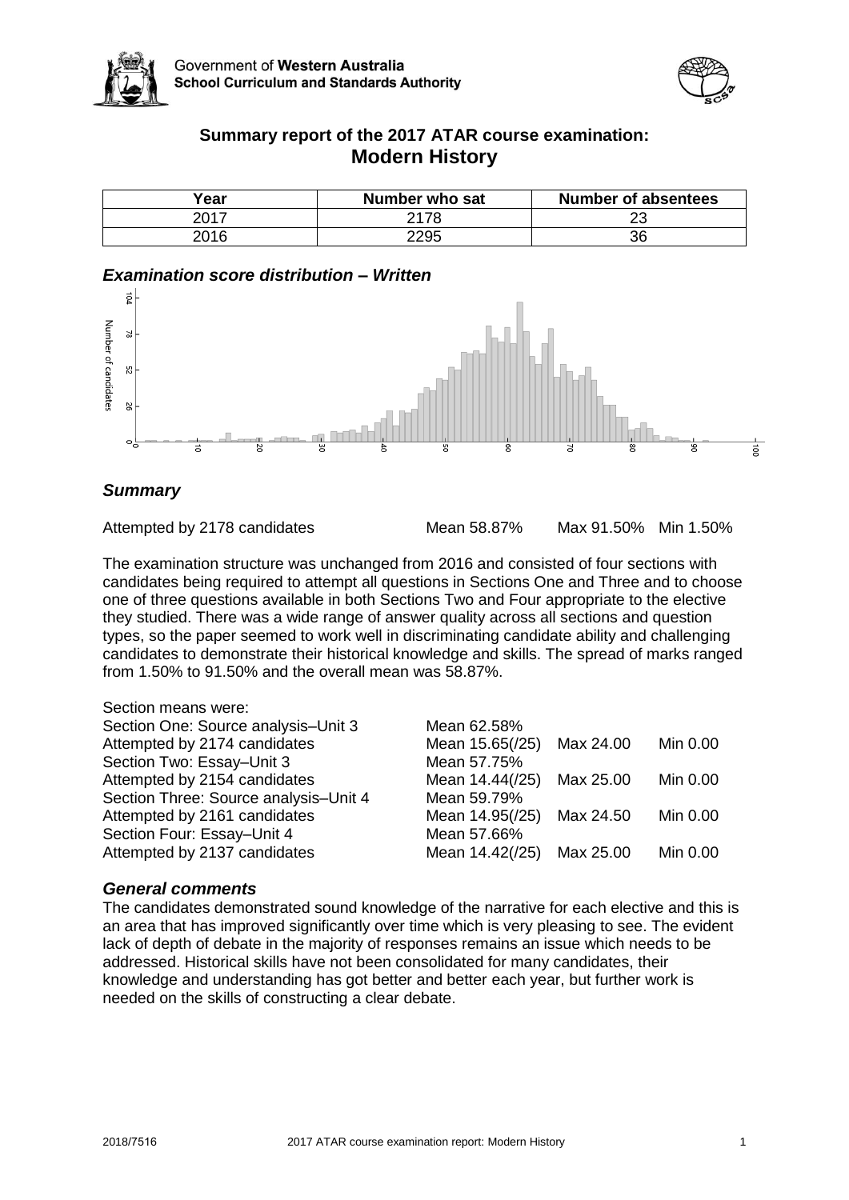Government of **Western Australia**
**School Curriculum and Standards Authority**

## Summary report of the 2017 ATAR course examination: Modern History

| Year | Number who sat | Number of absentees |
|---|---|---|
| 2017 | 2178 | 23 |
| 2016 | 2295 | 36 |

### *Examination score distribution – Written*

### *Summary*

Attempted by 2178 candidates    Mean 58.87%    Max 91.50%    Min 1.50%

The examination structure was unchanged from 2016 and consisted of four sections with candidates being required to attempt all questions in Sections One and Three and to choose one of three questions available in both Sections Two and Four appropriate to the elective they studied. There was a wide range of answer quality across all sections and question types, so the paper seemed to work well in discriminating candidate ability and challenging candidates to demonstrate their historical knowledge and skills. The spread of marks ranged from 1.50% to 91.50% and the overall mean was 58.87%.

Section means were:

| | | | |
|---|---|---|---|
| Section One: Source analysis–Unit 3 | Mean 62.58% | | |
| Attempted by 2174 candidates | Mean 15.65(/25) | Max 24.00 | Min 0.00 |
| Section Two: Essay–Unit 3 | Mean 57.75% | | |
| Attempted by 2154 candidates | Mean 14.44(/25) | Max 25.00 | Min 0.00 |
| Section Three: Source analysis–Unit 4 | Mean 59.79% | | |
| Attempted by 2161 candidates | Mean 14.95(/25) | Max 24.50 | Min 0.00 |
| Section Four: Essay–Unit 4 | Mean 57.66% | | |
| Attempted by 2137 candidates | Mean 14.42(/25) | Max 25.00 | Min 0.00 |

### *General comments*

The candidates demonstrated sound knowledge of the narrative for each elective and this is an area that has improved significantly over time which is very pleasing to see. The evident lack of depth of debate in the majority of responses remains an issue which needs to be addressed. Historical skills have not been consolidated for many candidates, their knowledge and understanding has got better and better each year, but further work is needed on the skills of constructing a clear debate.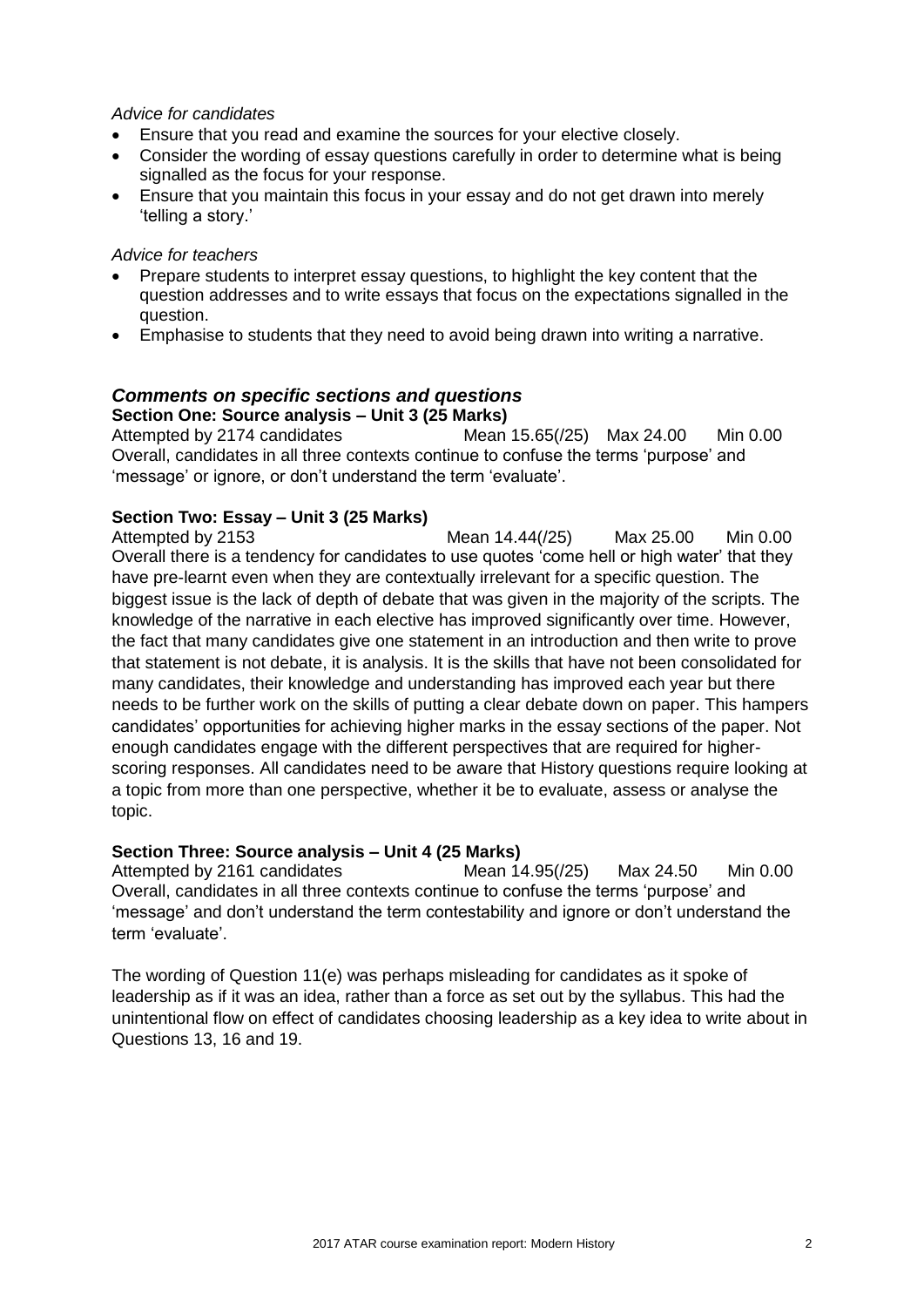*Advice for candidates*

- Ensure that you read and examine the sources for your elective closely.
- Consider the wording of essay questions carefully in order to determine what is being signalled as the focus for your response.
- Ensure that you maintain this focus in your essay and do not get drawn into merely 'telling a story.'

*Advice for teachers*

- Prepare students to interpret essay questions, to highlight the key content that the question addresses and to write essays that focus on the expectations signalled in the question.
- Emphasise to students that they need to avoid being drawn into writing a narrative.

## *Comments on specific sections and questions*

**Section One: Source analysis – Unit 3 (25 Marks)**

Attempted by 2174 candidates  Mean 15.65(/25)  Max 24.00  Min 0.00

Overall, candidates in all three contexts continue to confuse the terms 'purpose' and 'message' or ignore, or don't understand the term 'evaluate'.

**Section Two: Essay – Unit 3 (25 Marks)**

Attempted by 2153  Mean 14.44(/25)  Max 25.00  Min 0.00

Overall there is a tendency for candidates to use quotes 'come hell or high water' that they have pre-learnt even when they are contextually irrelevant for a specific question. The biggest issue is the lack of depth of debate that was given in the majority of the scripts. The knowledge of the narrative in each elective has improved significantly over time. However, the fact that many candidates give one statement in an introduction and then write to prove that statement is not debate, it is analysis. It is the skills that have not been consolidated for many candidates, their knowledge and understanding has improved each year but there needs to be further work on the skills of putting a clear debate down on paper. This hampers candidates' opportunities for achieving higher marks in the essay sections of the paper. Not enough candidates engage with the different perspectives that are required for higher-scoring responses. All candidates need to be aware that History questions require looking at a topic from more than one perspective, whether it be to evaluate, assess or analyse the topic.

**Section Three: Source analysis – Unit 4 (25 Marks)**

Attempted by 2161 candidates  Mean 14.95(/25)  Max 24.50  Min 0.00

Overall, candidates in all three contexts continue to confuse the terms 'purpose' and 'message' and don't understand the term contestability and ignore or don't understand the term 'evaluate'.

The wording of Question 11(e) was perhaps misleading for candidates as it spoke of leadership as if it was an idea, rather than a force as set out by the syllabus. This had the unintentional flow on effect of candidates choosing leadership as a key idea to write about in Questions 13, 16 and 19.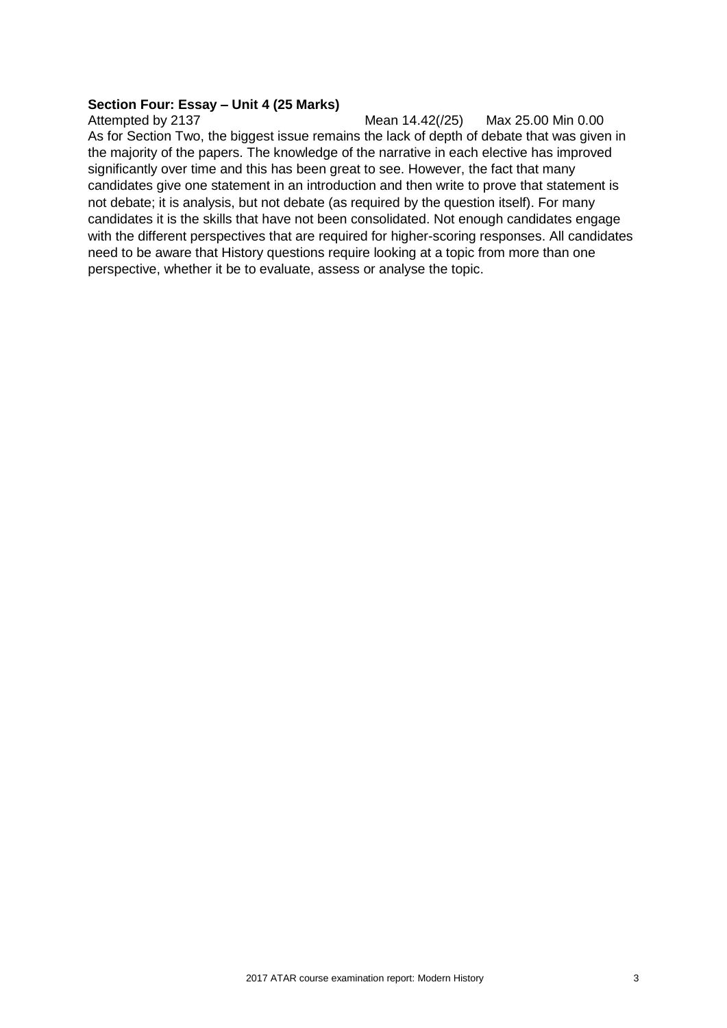**Section Four: Essay – Unit 4 (25 Marks)**

Attempted by 2137 Mean 14.42(/25) Max 25.00 Min 0.00

As for Section Two, the biggest issue remains the lack of depth of debate that was given in the majority of the papers. The knowledge of the narrative in each elective has improved significantly over time and this has been great to see. However, the fact that many candidates give one statement in an introduction and then write to prove that statement is not debate; it is analysis, but not debate (as required by the question itself). For many candidates it is the skills that have not been consolidated. Not enough candidates engage with the different perspectives that are required for higher-scoring responses. All candidates need to be aware that History questions require looking at a topic from more than one perspective, whether it be to evaluate, assess or analyse the topic.